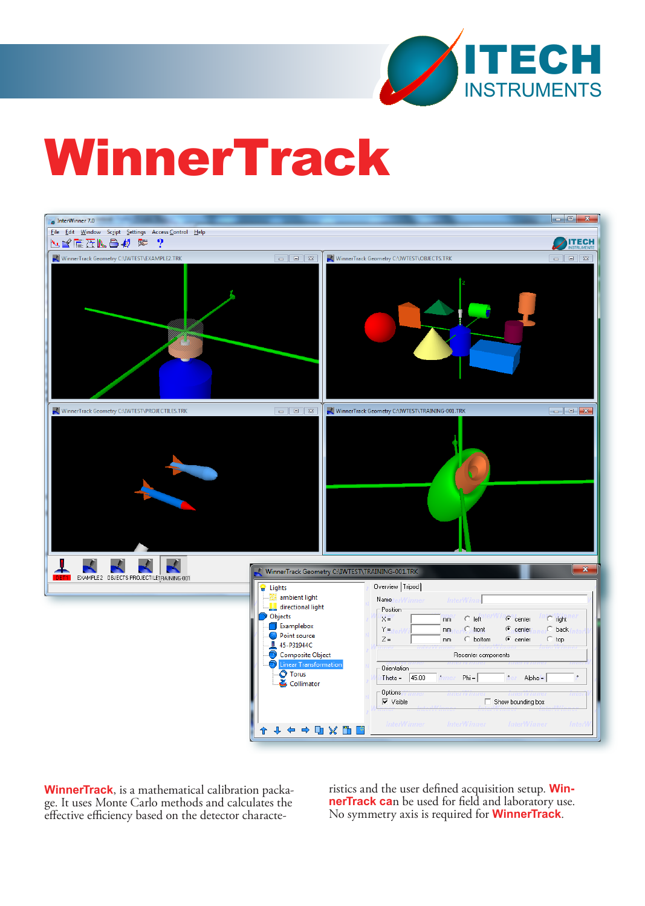ITECH INSTRUMENTS

# WinnerTrack

**WinnerTrack**, is a mathematical calibration package. It uses Monte Carlo methods and calculates the effective efficiency based on the detector characteristics and the user defined acquisition setup. **WinnerTrack** can be used for field and laboratory use. No symmetry axis is required for **WinnerTrack**.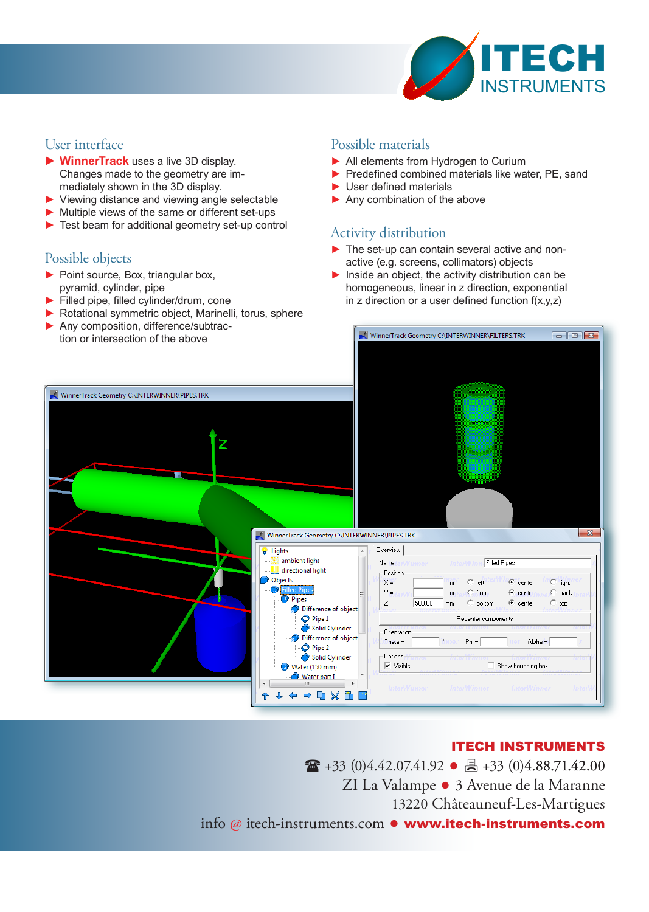## User interface

- **WinnerTrack** uses a live 3D display. Changes made to the geometry are immediately shown in the 3D display.
- Viewing distance and viewing angle selectable
- Multiple views of the same or different set-ups
- Test beam for additional geometry set-up control

## Possible objects

- Point source, Box, triangular box, pyramid, cylinder, pipe
- Filled pipe, filled cylinder/drum, cone
- Rotational symmetric object, Marinelli, torus, sphere
- Any composition, difference/subtraction or intersection of the above

## Possible materials

- All elements from Hydrogen to Curium
- Predefined combined materials like water, PE, sand
- User defined materials
- Any combination of the above

## Activity distribution

- The set-up can contain several active and non-active (e.g. screens, collimators) objects
- Inside an object, the activity distribution can be homogeneous, linear in z direction, exponential in z direction or a user defined function f(x,y,z)

**ITECH INSTRUMENTS**

☎ +33 (0)4.42.07.41.92 ● 🖷 +33 (0)4.88.71.42.00
ZI La Valampe ● 3 Avenue de la Maranne
13220 Châteauneuf-Les-Martigues
info @ itech-instruments.com ● **www.itech-instruments.com**